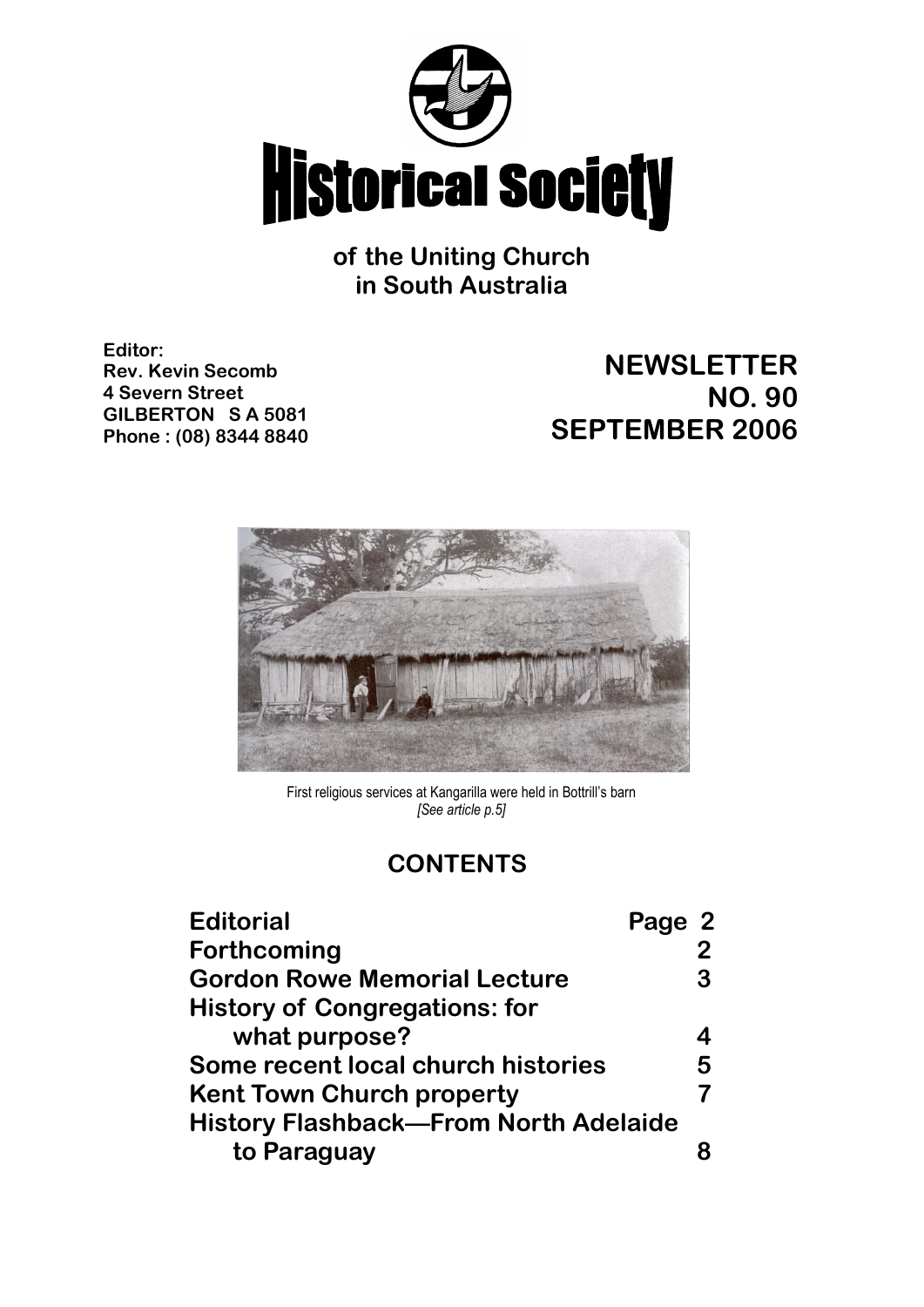# Historical Society

of the Uniting Church in South Australia

**Editor:**
**Rev. Kevin Secomb**
**4 Severn Street**
**GILBERTON S A 5081**
**Phone : (08) 8344 8840**

## NEWSLETTER NO. 90 SEPTEMBER 2006

First religious services at Kangarilla were held in Bottrill's barn
*[See article p.5]*

## CONTENTS

| | |
|---|---|
| **Editorial** | **Page 2** |
| **Forthcoming** | **2** |
| **Gordon Rowe Memorial Lecture** | **3** |
| **History of Congregations: for what purpose?** | **4** |
| **Some recent local church histories** | **5** |
| **Kent Town Church property** | **7** |
| **History Flashback—From North Adelaide to Paraguay** | **8** |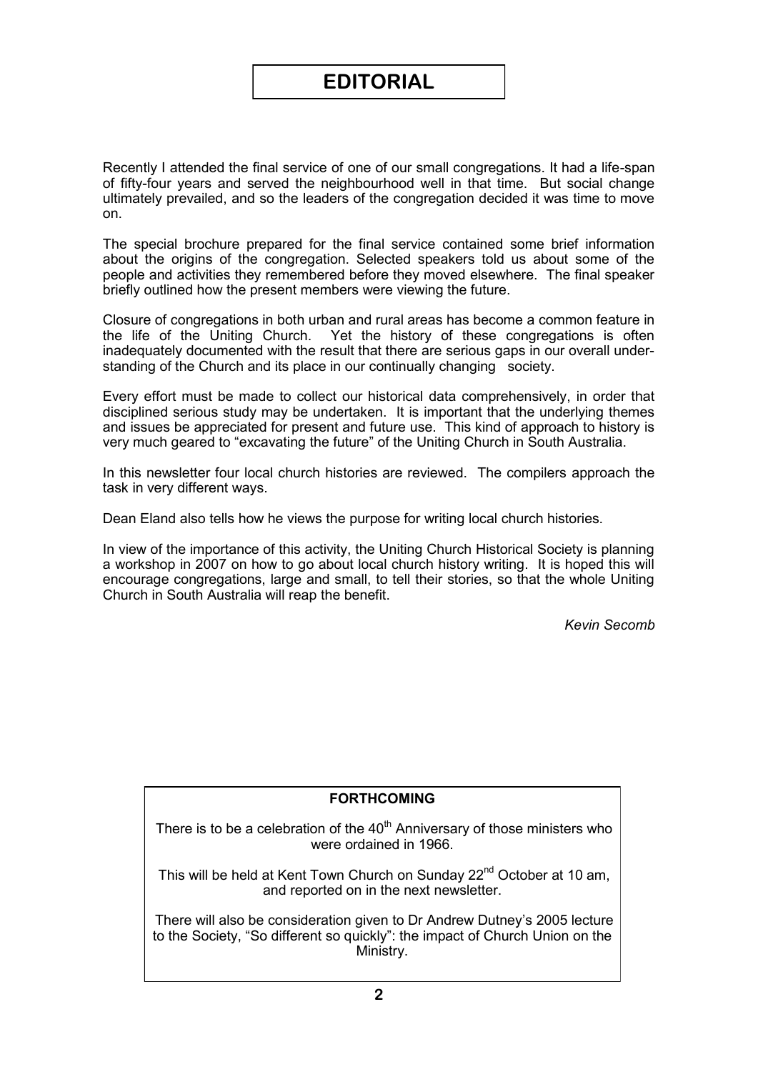# EDITORIAL

Recently I attended the final service of one of our small congregations. It had a life-span of fifty-four years and served the neighbourhood well in that time. But social change ultimately prevailed, and so the leaders of the congregation decided it was time to move on.

The special brochure prepared for the final service contained some brief information about the origins of the congregation. Selected speakers told us about some of the people and activities they remembered before they moved elsewhere. The final speaker briefly outlined how the present members were viewing the future.

Closure of congregations in both urban and rural areas has become a common feature in the life of the Uniting Church. Yet the history of these congregations is often inadequately documented with the result that there are serious gaps in our overall understanding of the Church and its place in our continually changing society.

Every effort must be made to collect our historical data comprehensively, in order that disciplined serious study may be undertaken. It is important that the underlying themes and issues be appreciated for present and future use. This kind of approach to history is very much geared to "excavating the future" of the Uniting Church in South Australia.

In this newsletter four local church histories are reviewed. The compilers approach the task in very different ways.

Dean Eland also tells how he views the purpose for writing local church histories.

In view of the importance of this activity, the Uniting Church Historical Society is planning a workshop in 2007 on how to go about local church history writing. It is hoped this will encourage congregations, large and small, to tell their stories, so that the whole Uniting Church in South Australia will reap the benefit.

*Kevin Secomb*

**FORTHCOMING**

There is to be a celebration of the 40th Anniversary of those ministers who were ordained in 1966.

This will be held at Kent Town Church on Sunday 22nd October at 10 am, and reported on in the next newsletter.

There will also be consideration given to Dr Andrew Dutney's 2005 lecture to the Society, "So different so quickly": the impact of Church Union on the Ministry.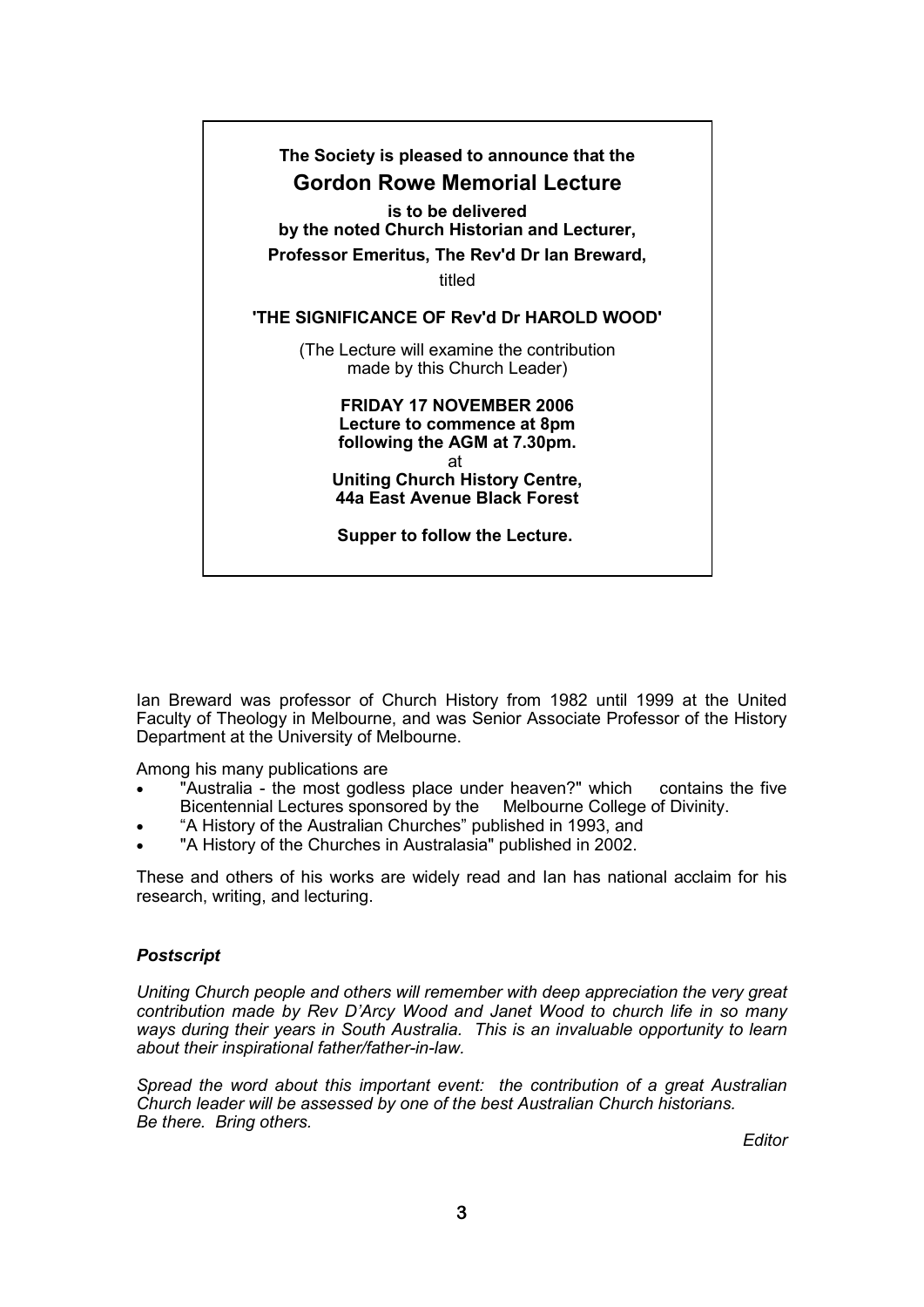**The Society is pleased to announce that the**

## Gordon Rowe Memorial Lecture

**is to be delivered**
**by the noted Church Historian and Lecturer,**

**Professor Emeritus, The Rev'd Dr Ian Breward,**

titled

**'THE SIGNIFICANCE OF Rev'd Dr HAROLD WOOD'**

(The Lecture will examine the contribution made by this Church Leader)

**FRIDAY 17 NOVEMBER 2006**
**Lecture to commence at 8pm**
**following the AGM at 7.30pm.**
at
**Uniting Church History Centre,**
**44a East Avenue Black Forest**

**Supper to follow the Lecture.**

Ian Breward was professor of Church History from 1982 until 1999 at the United Faculty of Theology in Melbourne, and was Senior Associate Professor of the History Department at the University of Melbourne.

Among his many publications are

- "Australia - the most godless place under heaven?" which contains the five Bicentennial Lectures sponsored by the Melbourne College of Divinity.
- "A History of the Australian Churches" published in 1993, and
- "A History of the Churches in Australasia" published in 2002.

These and others of his works are widely read and Ian has national acclaim for his research, writing, and lecturing.

### *Postscript*

*Uniting Church people and others will remember with deep appreciation the very great contribution made by Rev D'Arcy Wood and Janet Wood to church life in so many ways during their years in South Australia. This is an invaluable opportunity to learn about their inspirational father/father-in-law.*

*Spread the word about this important event: the contribution of a great Australian Church leader will be assessed by one of the best Australian Church historians. Be there. Bring others.*

*Editor*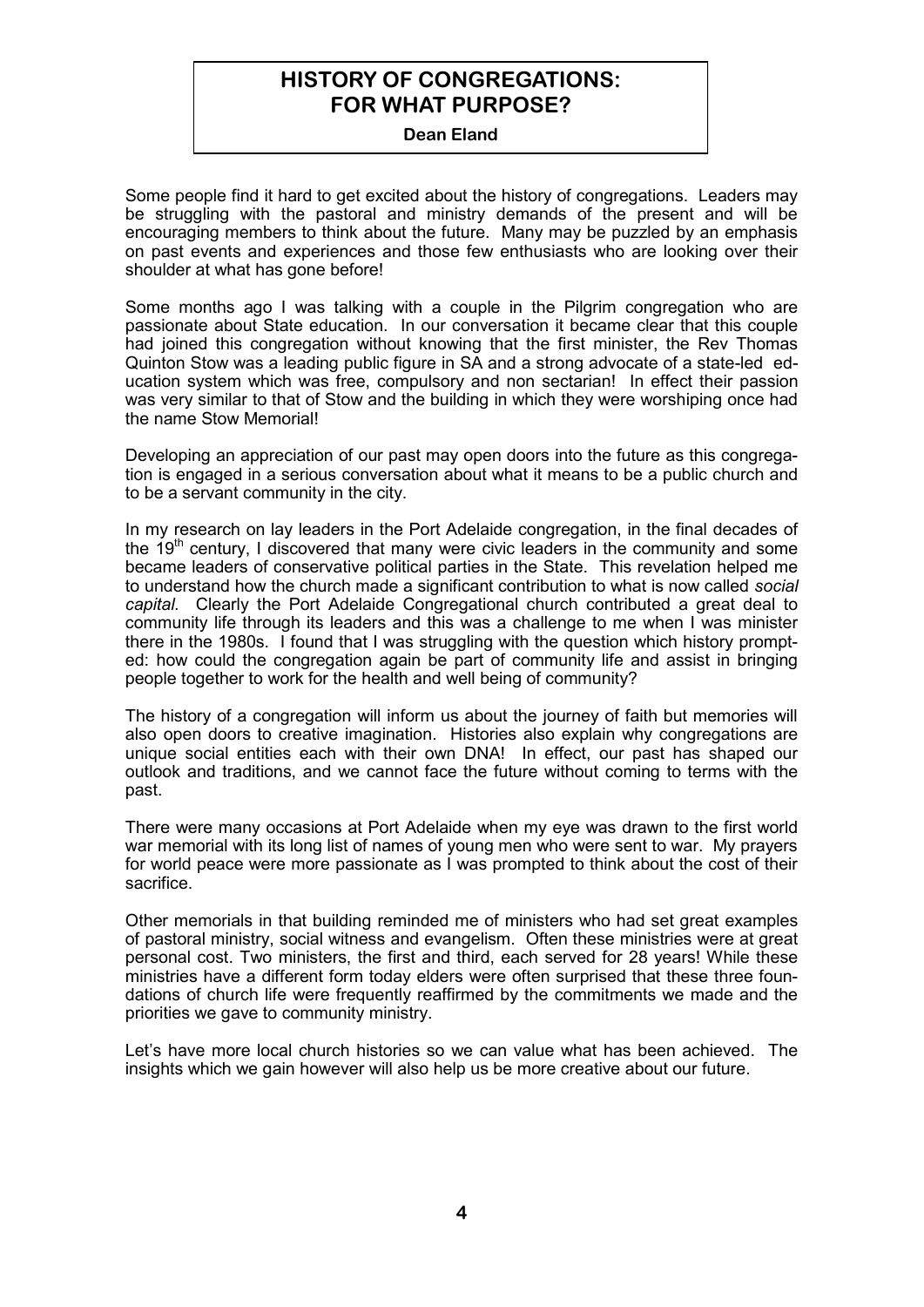# HISTORY OF CONGREGATIONS: FOR WHAT PURPOSE?

**Dean Eland**

Some people find it hard to get excited about the history of congregations. Leaders may be struggling with the pastoral and ministry demands of the present and will be encouraging members to think about the future. Many may be puzzled by an emphasis on past events and experiences and those few enthusiasts who are looking over their shoulder at what has gone before!

Some months ago I was talking with a couple in the Pilgrim congregation who are passionate about State education. In our conversation it became clear that this couple had joined this congregation without knowing that the first minister, the Rev Thomas Quinton Stow was a leading public figure in SA and a strong advocate of a state-led education system which was free, compulsory and non sectarian! In effect their passion was very similar to that of Stow and the building in which they were worshiping once had the name Stow Memorial!

Developing an appreciation of our past may open doors into the future as this congregation is engaged in a serious conversation about what it means to be a public church and to be a servant community in the city.

In my research on lay leaders in the Port Adelaide congregation, in the final decades of the 19th century, I discovered that many were civic leaders in the community and some became leaders of conservative political parties in the State. This revelation helped me to understand how the church made a significant contribution to what is now called *social capital.* Clearly the Port Adelaide Congregational church contributed a great deal to community life through its leaders and this was a challenge to me when I was minister there in the 1980s. I found that I was struggling with the question which history prompted: how could the congregation again be part of community life and assist in bringing people together to work for the health and well being of community?

The history of a congregation will inform us about the journey of faith but memories will also open doors to creative imagination. Histories also explain why congregations are unique social entities each with their own DNA! In effect, our past has shaped our outlook and traditions, and we cannot face the future without coming to terms with the past.

There were many occasions at Port Adelaide when my eye was drawn to the first world war memorial with its long list of names of young men who were sent to war. My prayers for world peace were more passionate as I was prompted to think about the cost of their sacrifice.

Other memorials in that building reminded me of ministers who had set great examples of pastoral ministry, social witness and evangelism. Often these ministries were at great personal cost. Two ministers, the first and third, each served for 28 years! While these ministries have a different form today elders were often surprised that these three foundations of church life were frequently reaffirmed by the commitments we made and the priorities we gave to community ministry.

Let's have more local church histories so we can value what has been achieved. The insights which we gain however will also help us be more creative about our future.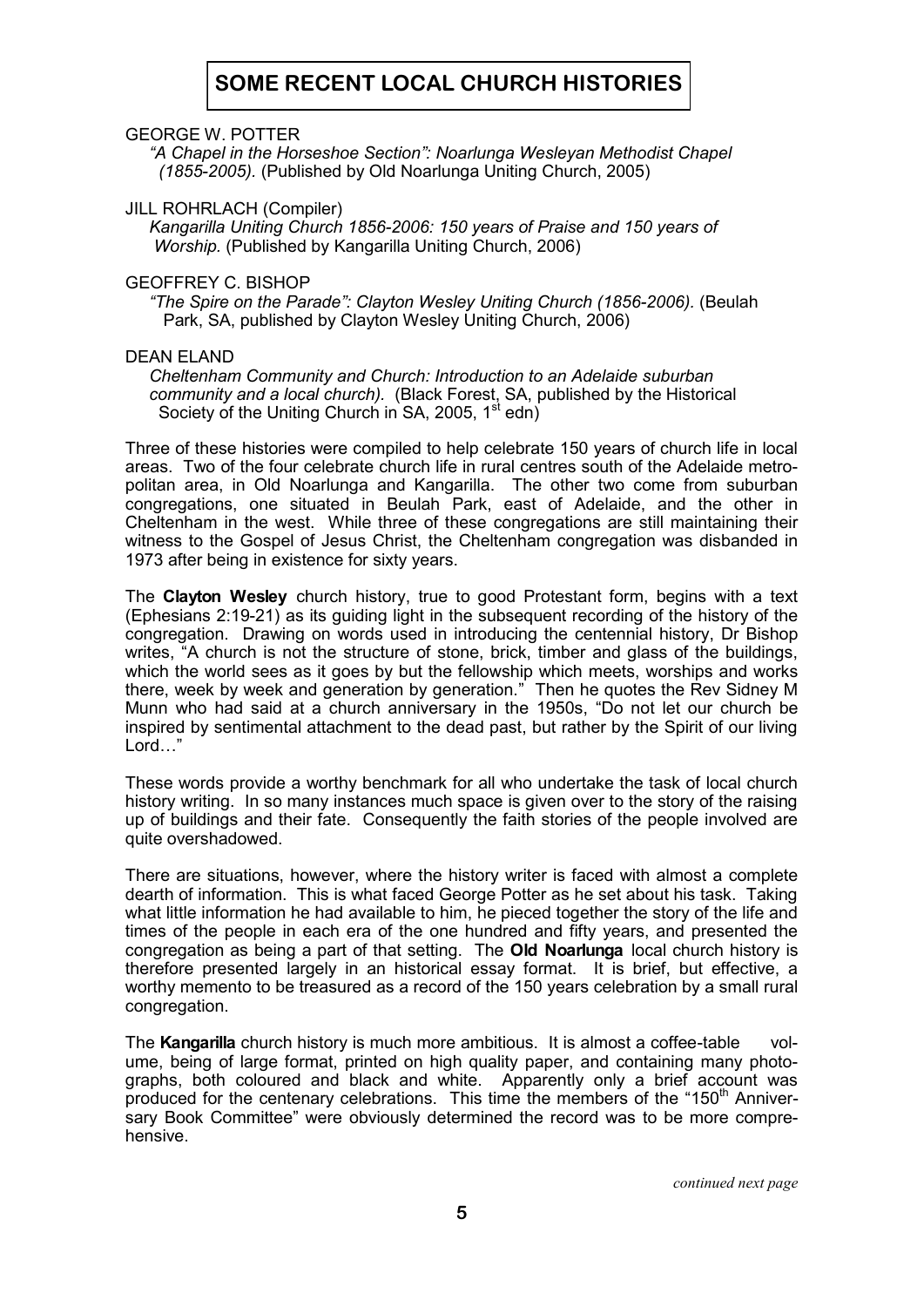# SOME RECENT LOCAL CHURCH HISTORIES

GEORGE W. POTTER
*"A Chapel in the Horseshoe Section": Noarlunga Wesleyan Methodist Chapel (1855-2005).* (Published by Old Noarlunga Uniting Church, 2005)

JILL ROHRLACH (Compiler)
*Kangarilla Uniting Church 1856-2006: 150 years of Praise and 150 years of Worship.* (Published by Kangarilla Uniting Church, 2006)

GEOFFREY C. BISHOP
*"The Spire on the Parade": Clayton Wesley Uniting Church (1856-2006).* (Beulah Park, SA, published by Clayton Wesley Uniting Church, 2006)

DEAN ELAND
*Cheltenham Community and Church: Introduction to an Adelaide suburban community and a local church).* (Black Forest, SA, published by the Historical Society of the Uniting Church in SA, 2005, 1st edn)

Three of these histories were compiled to help celebrate 150 years of church life in local areas. Two of the four celebrate church life in rural centres south of the Adelaide metropolitan area, in Old Noarlunga and Kangarilla. The other two come from suburban congregations, one situated in Beulah Park, east of Adelaide, and the other in Cheltenham in the west. While three of these congregations are still maintaining their witness to the Gospel of Jesus Christ, the Cheltenham congregation was disbanded in 1973 after being in existence for sixty years.

The **Clayton Wesley** church history, true to good Protestant form, begins with a text (Ephesians 2:19-21) as its guiding light in the subsequent recording of the history of the congregation. Drawing on words used in introducing the centennial history, Dr Bishop writes, "A church is not the structure of stone, brick, timber and glass of the buildings, which the world sees as it goes by but the fellowship which meets, worships and works there, week by week and generation by generation." Then he quotes the Rev Sidney M Munn who had said at a church anniversary in the 1950s, "Do not let our church be inspired by sentimental attachment to the dead past, but rather by the Spirit of our living Lord…"

These words provide a worthy benchmark for all who undertake the task of local church history writing. In so many instances much space is given over to the story of the raising up of buildings and their fate. Consequently the faith stories of the people involved are quite overshadowed.

There are situations, however, where the history writer is faced with almost a complete dearth of information. This is what faced George Potter as he set about his task. Taking what little information he had available to him, he pieced together the story of the life and times of the people in each era of the one hundred and fifty years, and presented the congregation as being a part of that setting. The **Old Noarlunga** local church history is therefore presented largely in an historical essay format. It is brief, but effective, a worthy memento to be treasured as a record of the 150 years celebration by a small rural congregation.

The **Kangarilla** church history is much more ambitious. It is almost a coffee-table volume, being of large format, printed on high quality paper, and containing many photographs, both coloured and black and white. Apparently only a brief account was produced for the centenary celebrations. This time the members of the "150th Anniversary Book Committee" were obviously determined the record was to be more comprehensive.

*continued next page*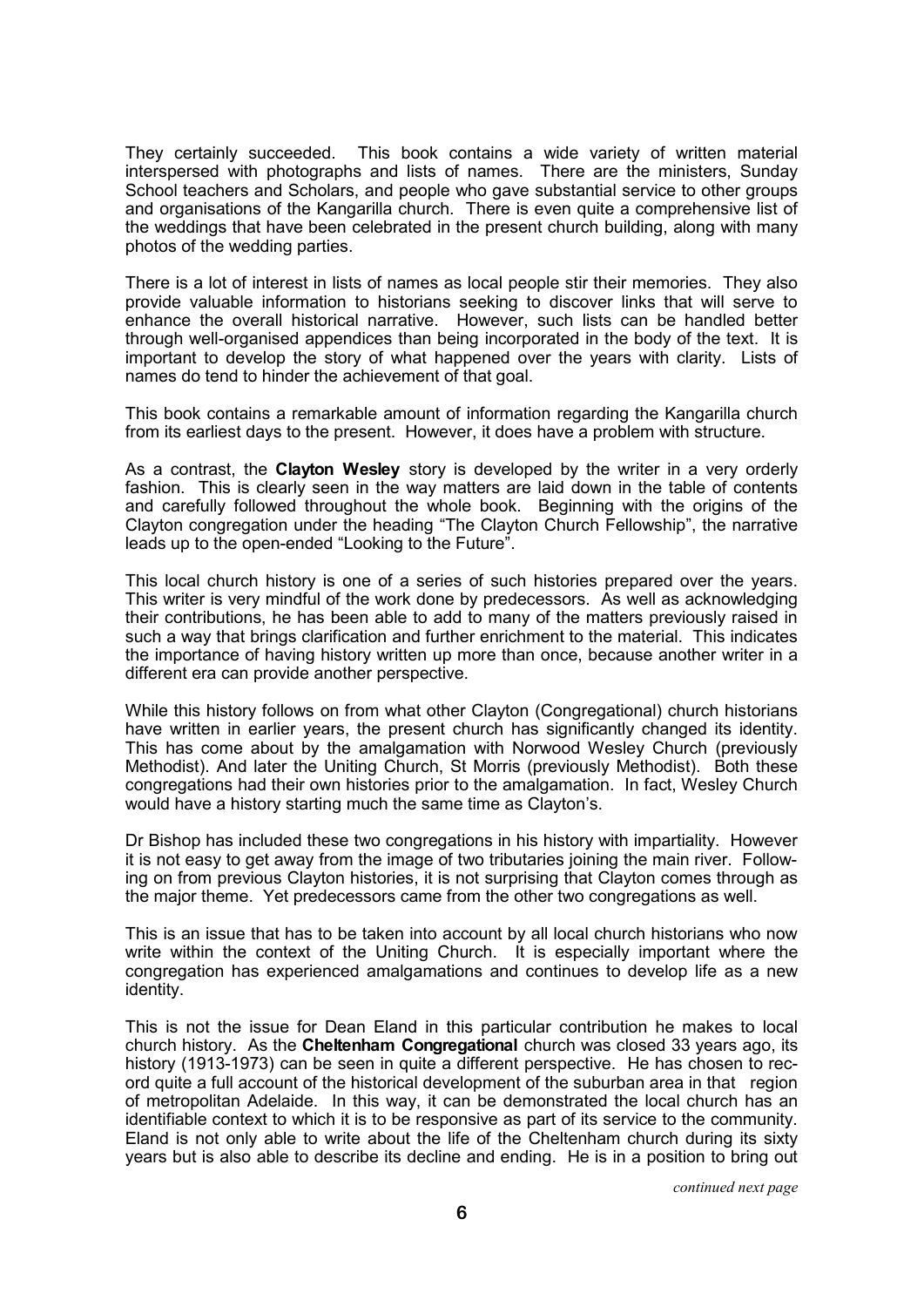They certainly succeeded. This book contains a wide variety of written material interspersed with photographs and lists of names. There are the ministers, Sunday School teachers and Scholars, and people who gave substantial service to other groups and organisations of the Kangarilla church. There is even quite a comprehensive list of the weddings that have been celebrated in the present church building, along with many photos of the wedding parties.

There is a lot of interest in lists of names as local people stir their memories. They also provide valuable information to historians seeking to discover links that will serve to enhance the overall historical narrative. However, such lists can be handled better through well-organised appendices than being incorporated in the body of the text. It is important to develop the story of what happened over the years with clarity. Lists of names do tend to hinder the achievement of that goal.

This book contains a remarkable amount of information regarding the Kangarilla church from its earliest days to the present. However, it does have a problem with structure.

As a contrast, the **Clayton Wesley** story is developed by the writer in a very orderly fashion. This is clearly seen in the way matters are laid down in the table of contents and carefully followed throughout the whole book. Beginning with the origins of the Clayton congregation under the heading "The Clayton Church Fellowship", the narrative leads up to the open-ended "Looking to the Future".

This local church history is one of a series of such histories prepared over the years. This writer is very mindful of the work done by predecessors. As well as acknowledging their contributions, he has been able to add to many of the matters previously raised in such a way that brings clarification and further enrichment to the material. This indicates the importance of having history written up more than once, because another writer in a different era can provide another perspective.

While this history follows on from what other Clayton (Congregational) church historians have written in earlier years, the present church has significantly changed its identity. This has come about by the amalgamation with Norwood Wesley Church (previously Methodist). And later the Uniting Church, St Morris (previously Methodist). Both these congregations had their own histories prior to the amalgamation. In fact, Wesley Church would have a history starting much the same time as Clayton's.

Dr Bishop has included these two congregations in his history with impartiality. However it is not easy to get away from the image of two tributaries joining the main river. Following on from previous Clayton histories, it is not surprising that Clayton comes through as the major theme. Yet predecessors came from the other two congregations as well.

This is an issue that has to be taken into account by all local church historians who now write within the context of the Uniting Church. It is especially important where the congregation has experienced amalgamations and continues to develop life as a new identity.

This is not the issue for Dean Eland in this particular contribution he makes to local church history. As the **Cheltenham Congregational** church was closed 33 years ago, its history (1913-1973) can be seen in quite a different perspective. He has chosen to record quite a full account of the historical development of the suburban area in that region of metropolitan Adelaide. In this way, it can be demonstrated the local church has an identifiable context to which it is to be responsive as part of its service to the community. Eland is not only able to write about the life of the Cheltenham church during its sixty years but is also able to describe its decline and ending. He is in a position to bring out

*continued next page*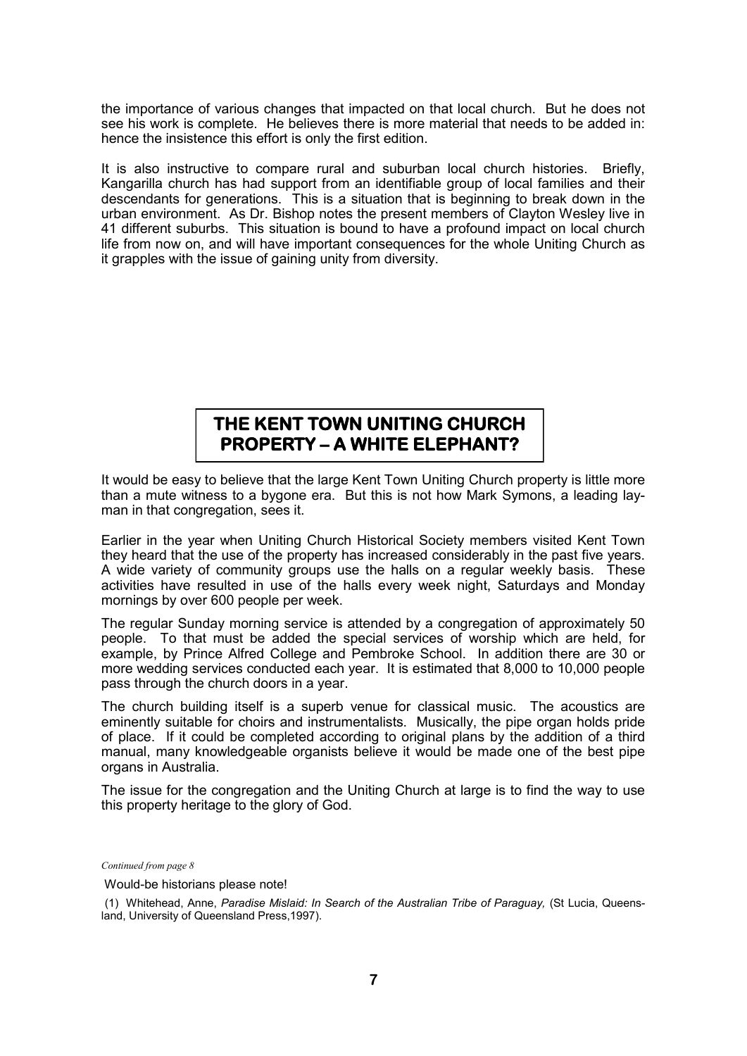the importance of various changes that impacted on that local church. But he does not see his work is complete. He believes there is more material that needs to be added in: hence the insistence this effort is only the first edition.

It is also instructive to compare rural and suburban local church histories. Briefly, Kangarilla church has had support from an identifiable group of local families and their descendants for generations. This is a situation that is beginning to break down in the urban environment. As Dr. Bishop notes the present members of Clayton Wesley live in 41 different suburbs. This situation is bound to have a profound impact on local church life from now on, and will have important consequences for the whole Uniting Church as it grapples with the issue of gaining unity from diversity.

## THE KENT TOWN UNITING CHURCH PROPERTY – A WHITE ELEPHANT?

It would be easy to believe that the large Kent Town Uniting Church property is little more than a mute witness to a bygone era. But this is not how Mark Symons, a leading layman in that congregation, sees it.

Earlier in the year when Uniting Church Historical Society members visited Kent Town they heard that the use of the property has increased considerably in the past five years. A wide variety of community groups use the halls on a regular weekly basis. These activities have resulted in use of the halls every week night, Saturdays and Monday mornings by over 600 people per week.

The regular Sunday morning service is attended by a congregation of approximately 50 people. To that must be added the special services of worship which are held, for example, by Prince Alfred College and Pembroke School. In addition there are 30 or more wedding services conducted each year. It is estimated that 8,000 to 10,000 people pass through the church doors in a year.

The church building itself is a superb venue for classical music. The acoustics are eminently suitable for choirs and instrumentalists. Musically, the pipe organ holds pride of place. If it could be completed according to original plans by the addition of a third manual, many knowledgeable organists believe it would be made one of the best pipe organs in Australia.

The issue for the congregation and the Uniting Church at large is to find the way to use this property heritage to the glory of God.

*Continued from page 8*

Would-be historians please note!

(1) Whitehead, Anne, *Paradise Mislaid: In Search of the Australian Tribe of Paraguay,* (St Lucia, Queensland, University of Queensland Press,1997).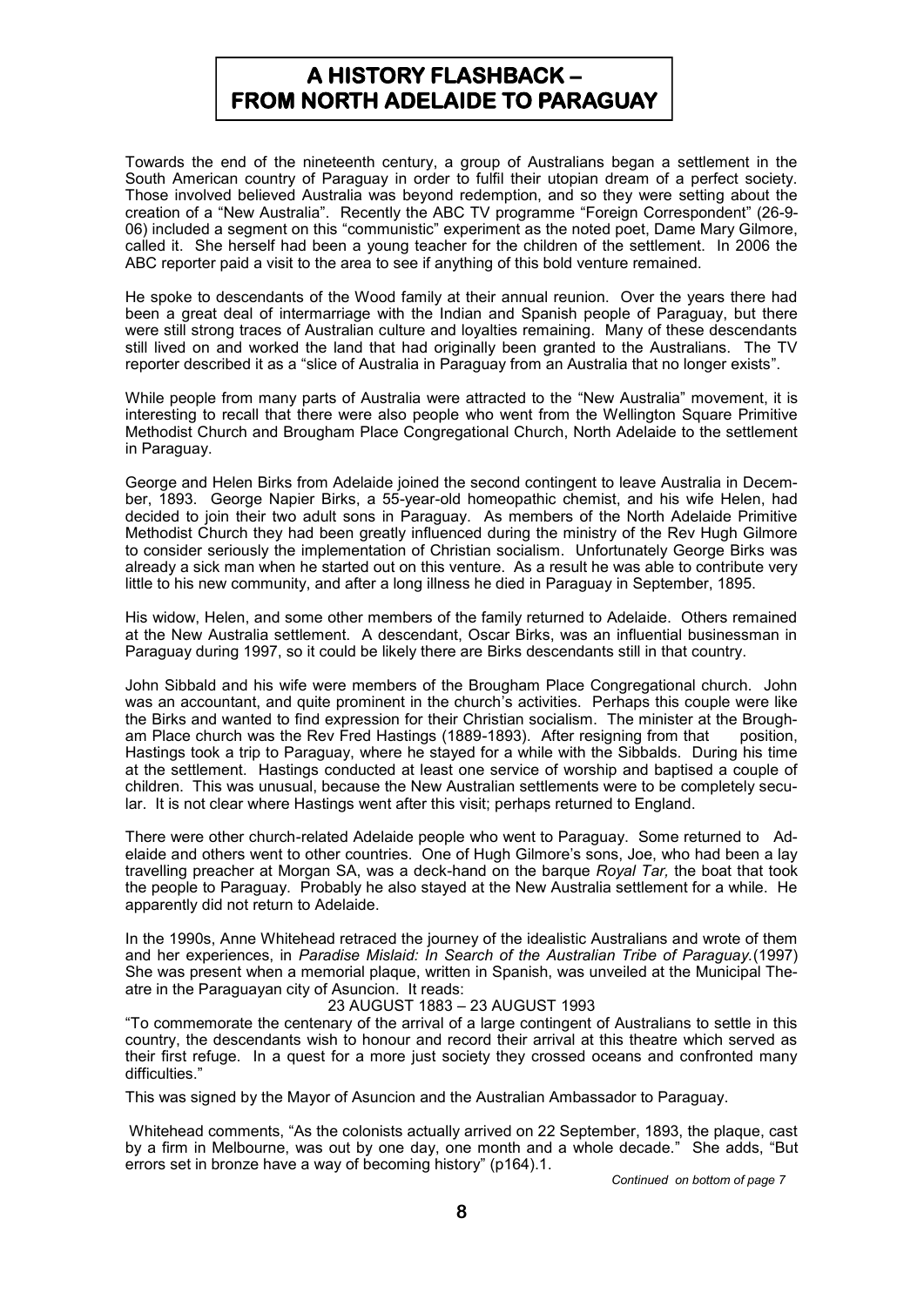# A HISTORY FLASHBACK – FROM NORTH ADELAIDE TO PARAGUAY

Towards the end of the nineteenth century, a group of Australians began a settlement in the South American country of Paraguay in order to fulfil their utopian dream of a perfect society. Those involved believed Australia was beyond redemption, and so they were setting about the creation of a "New Australia". Recently the ABC TV programme "Foreign Correspondent" (26-9-06) included a segment on this "communistic" experiment as the noted poet, Dame Mary Gilmore, called it. She herself had been a young teacher for the children of the settlement. In 2006 the ABC reporter paid a visit to the area to see if anything of this bold venture remained.

He spoke to descendants of the Wood family at their annual reunion. Over the years there had been a great deal of intermarriage with the Indian and Spanish people of Paraguay, but there were still strong traces of Australian culture and loyalties remaining. Many of these descendants still lived on and worked the land that had originally been granted to the Australians. The TV reporter described it as a "slice of Australia in Paraguay from an Australia that no longer exists".

While people from many parts of Australia were attracted to the "New Australia" movement, it is interesting to recall that there were also people who went from the Wellington Square Primitive Methodist Church and Brougham Place Congregational Church, North Adelaide to the settlement in Paraguay.

George and Helen Birks from Adelaide joined the second contingent to leave Australia in December, 1893. George Napier Birks, a 55-year-old homeopathic chemist, and his wife Helen, had decided to join their two adult sons in Paraguay. As members of the North Adelaide Primitive Methodist Church they had been greatly influenced during the ministry of the Rev Hugh Gilmore to consider seriously the implementation of Christian socialism. Unfortunately George Birks was already a sick man when he started out on this venture. As a result he was able to contribute very little to his new community, and after a long illness he died in Paraguay in September, 1895.

His widow, Helen, and some other members of the family returned to Adelaide. Others remained at the New Australia settlement. A descendant, Oscar Birks, was an influential businessman in Paraguay during 1997, so it could be likely there are Birks descendants still in that country.

John Sibbald and his wife were members of the Brougham Place Congregational church. John was an accountant, and quite prominent in the church's activities. Perhaps this couple were like the Birks and wanted to find expression for their Christian socialism. The minister at the Brougham Place church was the Rev Fred Hastings (1889-1893). After resigning from that position, Hastings took a trip to Paraguay, where he stayed for a while with the Sibbalds. During his time at the settlement. Hastings conducted at least one service of worship and baptised a couple of children. This was unusual, because the New Australian settlements were to be completely secular. It is not clear where Hastings went after this visit; perhaps returned to England.

There were other church-related Adelaide people who went to Paraguay. Some returned to Adelaide and others went to other countries. One of Hugh Gilmore's sons, Joe, who had been a lay travelling preacher at Morgan SA, was a deck-hand on the barque *Royal Tar,* the boat that took the people to Paraguay. Probably he also stayed at the New Australia settlement for a while. He apparently did not return to Adelaide.

In the 1990s, Anne Whitehead retraced the journey of the idealistic Australians and wrote of them and her experiences, in *Paradise Mislaid: In Search of the Australian Tribe of Paraguay.*(1997) She was present when a memorial plaque, written in Spanish, was unveiled at the Municipal Theatre in the Paraguayan city of Asuncion. It reads:

23 AUGUST 1883 – 23 AUGUST 1993

"To commemorate the centenary of the arrival of a large contingent of Australians to settle in this country, the descendants wish to honour and record their arrival at this theatre which served as their first refuge. In a quest for a more just society they crossed oceans and confronted many difficulties."

This was signed by the Mayor of Asuncion and the Australian Ambassador to Paraguay.

Whitehead comments, "As the colonists actually arrived on 22 September, 1893, the plaque, cast by a firm in Melbourne, was out by one day, one month and a whole decade." She adds, "But errors set in bronze have a way of becoming history" (p164).1.

*Continued on bottom of page 7*